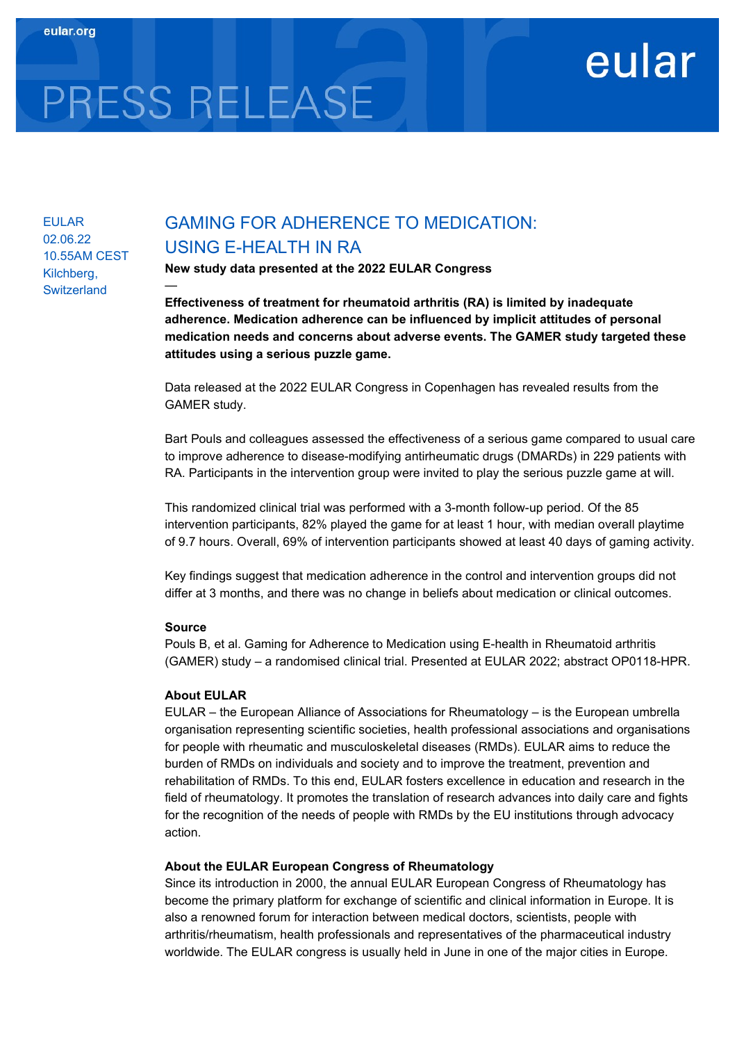eular.org

eular

# PRESS RELEASE

EULAR
02.06.22
10.55AM CEST
Kilchberg, Switzerland

## GAMING FOR ADHERENCE TO MEDICATION: USING E-HEALTH IN RA

**New study data presented at the 2022 EULAR Congress**

—

**Effectiveness of treatment for rheumatoid arthritis (RA) is limited by inadequate adherence. Medication adherence can be influenced by implicit attitudes of personal medication needs and concerns about adverse events. The GAMER study targeted these attitudes using a serious puzzle game.**

Data released at the 2022 EULAR Congress in Copenhagen has revealed results from the GAMER study.

Bart Pouls and colleagues assessed the effectiveness of a serious game compared to usual care to improve adherence to disease-modifying antirheumatic drugs (DMARDs) in 229 patients with RA. Participants in the intervention group were invited to play the serious puzzle game at will.

This randomized clinical trial was performed with a 3-month follow-up period. Of the 85 intervention participants, 82% played the game for at least 1 hour, with median overall playtime of 9.7 hours. Overall, 69% of intervention participants showed at least 40 days of gaming activity.

Key findings suggest that medication adherence in the control and intervention groups did not differ at 3 months, and there was no change in beliefs about medication or clinical outcomes.

**Source**
Pouls B, et al. Gaming for Adherence to Medication using E-health in Rheumatoid arthritis (GAMER) study – a randomised clinical trial. Presented at EULAR 2022; abstract OP0118-HPR.

**About EULAR**
EULAR – the European Alliance of Associations for Rheumatology – is the European umbrella organisation representing scientific societies, health professional associations and organisations for people with rheumatic and musculoskeletal diseases (RMDs). EULAR aims to reduce the burden of RMDs on individuals and society and to improve the treatment, prevention and rehabilitation of RMDs. To this end, EULAR fosters excellence in education and research in the field of rheumatology. It promotes the translation of research advances into daily care and fights for the recognition of the needs of people with RMDs by the EU institutions through advocacy action.

**About the EULAR European Congress of Rheumatology**
Since its introduction in 2000, the annual EULAR European Congress of Rheumatology has become the primary platform for exchange of scientific and clinical information in Europe. It is also a renowned forum for interaction between medical doctors, scientists, people with arthritis/rheumatism, health professionals and representatives of the pharmaceutical industry worldwide. The EULAR congress is usually held in June in one of the major cities in Europe.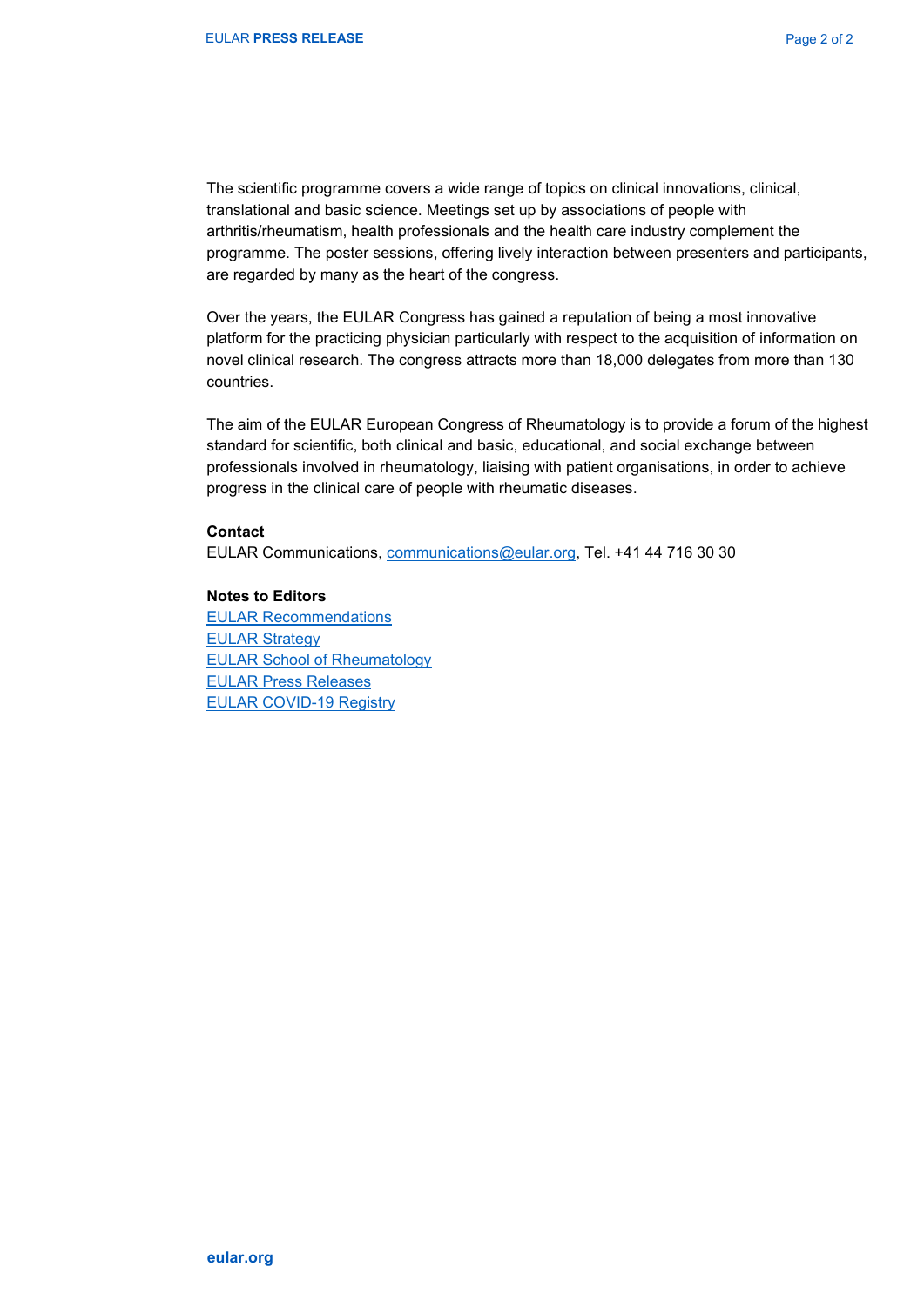The scientific programme covers a wide range of topics on clinical innovations, clinical, translational and basic science. Meetings set up by associations of people with arthritis/rheumatism, health professionals and the health care industry complement the programme. The poster sessions, offering lively interaction between presenters and participants, are regarded by many as the heart of the congress.

Over the years, the EULAR Congress has gained a reputation of being a most innovative platform for the practicing physician particularly with respect to the acquisition of information on novel clinical research. The congress attracts more than 18,000 delegates from more than 130 countries.

The aim of the EULAR European Congress of Rheumatology is to provide a forum of the highest standard for scientific, both clinical and basic, educational, and social exchange between professionals involved in rheumatology, liaising with patient organisations, in order to achieve progress in the clinical care of people with rheumatic diseases.

**Contact**
EULAR Communications, communications@eular.org, Tel. +41 44 716 30 30

**Notes to Editors**
EULAR Recommendations
EULAR Strategy
EULAR School of Rheumatology
EULAR Press Releases
EULAR COVID-19 Registry